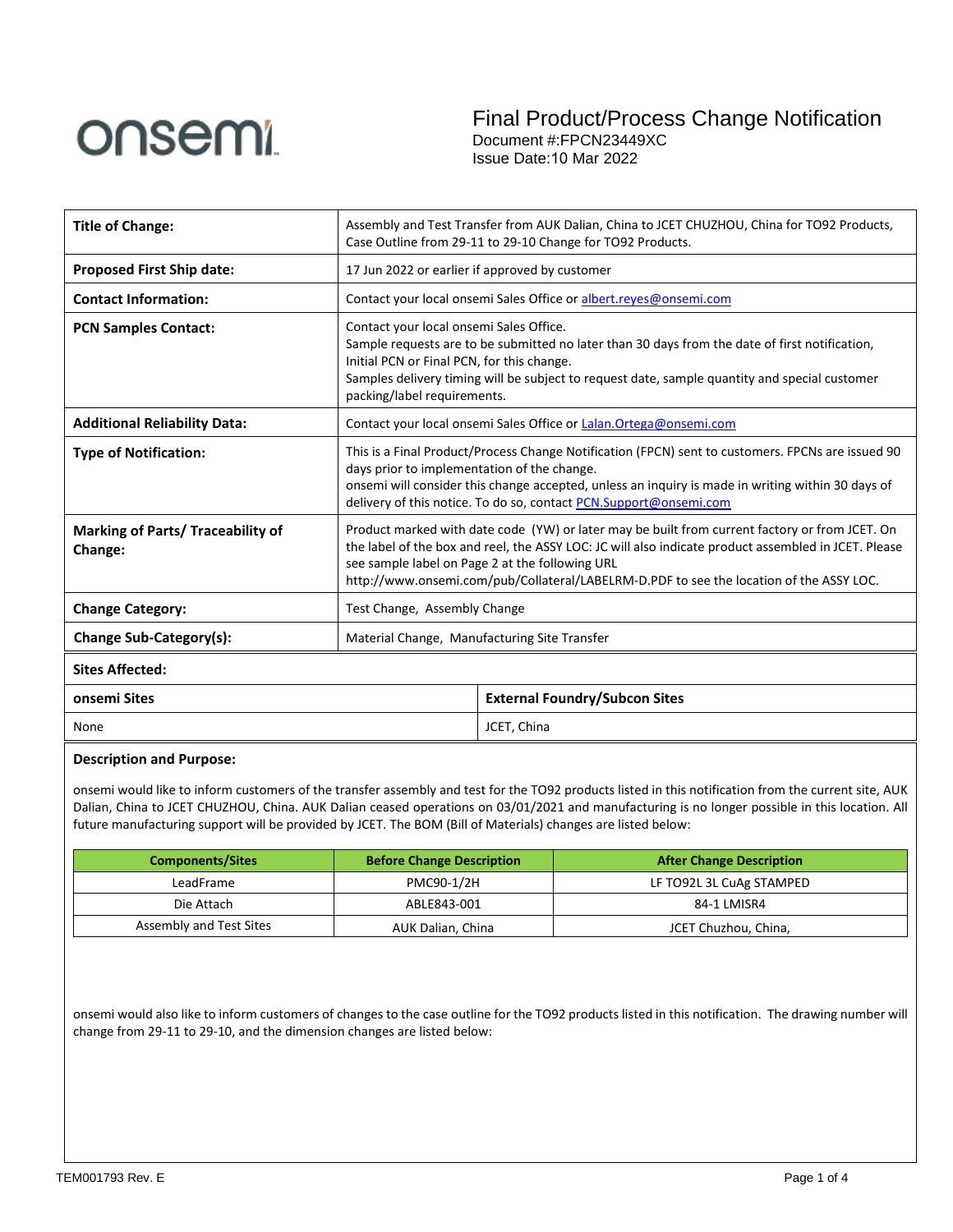onsemi

# Final Product/Process Change Notification

Document #:FPCN23449XC
Issue Date:10 Mar 2022

| | |
|---|---|
| **Title of Change:** | Assembly and Test Transfer from AUK Dalian, China to JCET CHUZHOU, China for TO92 Products, Case Outline from 29-11 to 29-10 Change for TO92 Products. |
| **Proposed First Ship date:** | 17 Jun 2022 or earlier if approved by customer |
| **Contact Information:** | Contact your local onsemi Sales Office or albert.reyes@onsemi.com |
| **PCN Samples Contact:** | Contact your local onsemi Sales Office.<br>Sample requests are to be submitted no later than 30 days from the date of first notification, Initial PCN or Final PCN, for this change.<br>Samples delivery timing will be subject to request date, sample quantity and special customer packing/label requirements. |
| **Additional Reliability Data:** | Contact your local onsemi Sales Office or Lalan.Ortega@onsemi.com |
| **Type of Notification:** | This is a Final Product/Process Change Notification (FPCN) sent to customers. FPCNs are issued 90 days prior to implementation of the change.<br>onsemi will consider this change accepted, unless an inquiry is made in writing within 30 days of delivery of this notice. To do so, contact PCN.Support@onsemi.com |
| **Marking of Parts/ Traceability of Change:** | Product marked with date code (YW) or later may be built from current factory or from JCET. On the label of the box and reel, the ASSY LOC: JC will also indicate product assembled in JCET. Please see sample label on Page 2 at the following URL http://www.onsemi.com/pub/Collateral/LABELRM-D.PDF to see the location of the ASSY LOC. |
| **Change Category:** | Test Change, Assembly Change |
| **Change Sub-Category(s):** | Material Change, Manufacturing Site Transfer |

**Sites Affected:**

| onsemi Sites | External Foundry/Subcon Sites |
|---|---|
| None | JCET, China |

**Description and Purpose:**

onsemi would like to inform customers of the transfer assembly and test for the TO92 products listed in this notification from the current site, AUK Dalian, China to JCET CHUZHOU, China. AUK Dalian ceased operations on 03/01/2021 and manufacturing is no longer possible in this location. All future manufacturing support will be provided by JCET. The BOM (Bill of Materials) changes are listed below:

| Components/Sites | Before Change Description | After Change Description |
|---|---|---|
| LeadFrame | PMC90-1/2H | LF TO92L 3L CuAg STAMPED |
| Die Attach | ABLE843-001 | 84-1 LMISR4 |
| Assembly and Test Sites | AUK Dalian, China | JCET Chuzhou, China, |

onsemi would also like to inform customers of changes to the case outline for the TO92 products listed in this notification. The drawing number will change from 29-11 to 29-10, and the dimension changes are listed below: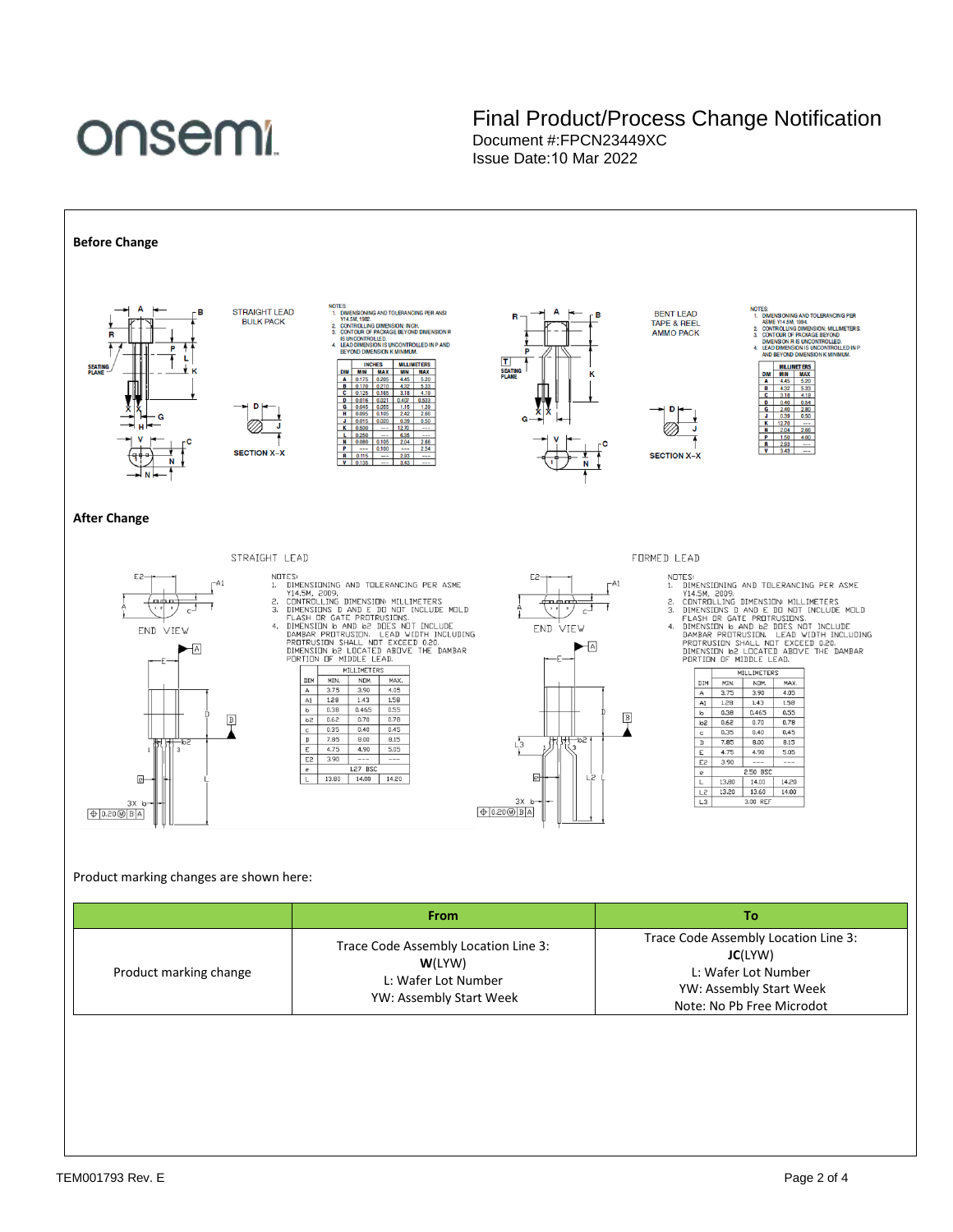# Final Product/Process Change Notification

Document #:FPCN23449XC

Issue Date:10 Mar 2022

**Before Change**

STRAIGHT LEAD BULK PACK

NOTES:
1. DIMENSIONING AND TOLERANCING PER ANSI Y14.5M, 1982.
2. CONTROLLING DIMENSION: INCH.
3. CONTOUR OF PACKAGE BEYOND DIMENSION R IS UNCONTROLLED.
4. LEAD DIMENSION IS UNCONTROLLED IN P AND BEYOND DIMENSION K MINIMUM.

| DIM | INCHES MIN | INCHES MAX | MILLIMETERS MIN | MILLIMETERS MAX |
|---|---|---|---|---|
| A | 0.175 | 0.205 | 4.45 | 5.20 |
| B | 0.170 | 0.210 | 4.32 | 5.33 |
| C | 0.125 | 0.165 | 3.18 | 4.19 |
| D | 0.016 | 0.021 | 0.407 | 0.533 |
| G | 0.045 | 0.055 | 1.15 | 1.39 |
| H | 0.095 | 0.105 | 2.42 | 2.66 |
| J | 0.015 | 0.020 | 0.39 | 0.50 |
| K | 0.500 | --- | 12.70 | --- |
| L | 0.250 | --- | 6.35 | --- |
| N | 0.080 | 0.105 | 2.04 | 2.66 |
| P | --- | 0.100 | --- | 2.54 |
| R | 0.115 | --- | 2.93 | --- |
| V | 0.135 | --- | 3.43 | --- |

BENT LEAD TAPE & REEL AMMO PACK

NOTES:
1. DIMENSIONING AND TOLERANCING PER ASME Y14.5M, 1994.
2. CONTROLLING DIMENSION: MILLIMETERS.
3. CONTOUR OF PACKAGE BEYOND DIMENSION R IS UNCONTROLLED.
4. LEAD DIMENSION IS UNCONTROLLED IN P AND BEYOND DIMENSION K MINIMUM.

| DIM | MILLIMETERS MIN | MILLIMETERS MAX |
|---|---|---|
| A | 4.45 | 5.20 |
| B | 4.32 | 5.33 |
| C | 3.18 | 4.19 |
| D | 0.40 | 0.54 |
| G | 2.40 | 2.80 |
| J | 0.39 | 0.50 |
| K | 12.70 | --- |
| N | 2.04 | 2.66 |
| P | 1.50 | 4.00 |
| R | 2.93 | --- |
| V | 3.43 | --- |

**After Change**

STRAIGHT LEAD

NOTES:
1. DIMENSIONING AND TOLERANCING PER ASME Y14.5M, 2009.
2. CONTROLLING DIMENSION: MILLIMETERS
3. DIMENSIONS D AND E DO NOT INCLUDE MOLD FLASH OR GATE PROTRUSIONS.
4. DIMENSION b AND b2 DOES NOT INCLUDE DAMBAR PROTRUSION. LEAD WIDTH INCLUDING PROTRUSION SHALL NOT EXCEED 0.20. DIMENSION b2 LOCATED ABOVE THE DAMBAR PORTION OF MIDDLE LEAD.

| DIM | MILLIMETERS MIN. | MILLIMETERS NOM. | MILLIMETERS MAX. |
|---|---|---|---|
| A | 3.75 | 3.90 | 4.05 |
| A1 | 1.28 | 1.43 | 1.58 |
| b | 0.38 | 0.465 | 0.55 |
| b2 | 0.62 | 0.70 | 0.78 |
| c | 0.35 | 0.40 | 0.45 |
| D | 7.85 | 8.00 | 8.15 |
| E | 4.75 | 4.90 | 5.05 |
| E2 | 3.90 | --- | --- |
| e | 1.27 BSC | | |
| L | 13.80 | 14.00 | 14.20 |

FORMED LEAD

NOTES:
1. DIMENSIONING AND TOLERANCING PER ASME Y14.5M, 2009.
2. CONTROLLING DIMENSION: MILLIMETERS
3. DIMENSIONS D AND E DO NOT INCLUDE MOLD FLASH OR GATE PROTRUSIONS.
4. DIMENSION b AND b2 DOES NOT INCLUDE DAMBAR PROTRUSION. LEAD WIDTH INCLUDING PROTRUSION SHALL NOT EXCEED 0.20. DIMENSION b2 LOCATED ABOVE THE DAMBAR PORTION OF MIDDLE LEAD.

| DIM | MILLIMETERS MIN. | MILLIMETERS NOM. | MILLIMETERS MAX. |
|---|---|---|---|
| A | 3.75 | 3.90 | 4.05 |
| A1 | 1.28 | 1.43 | 1.58 |
| b | 0.38 | 0.465 | 0.55 |
| b2 | 0.62 | 0.70 | 0.78 |
| c | 0.35 | 0.40 | 0.45 |
| D | 7.85 | 8.00 | 8.15 |
| E | 4.75 | 4.90 | 5.05 |
| E2 | 3.90 | --- | --- |
| e | 2.50 BSC | | |
| L | 13.80 | 14.00 | 14.20 |
| L2 | 13.20 | 13.60 | 14.00 |
| L3 | 3.00 REF | | |

Product marking changes are shown here:

| | From | To |
|---|---|---|
| Product marking change | Trace Code Assembly Location Line 3: **W**(LYW)<br>L: Wafer Lot Number<br>YW: Assembly Start Week | Trace Code Assembly Location Line 3: **JC**(LYW)<br>L: Wafer Lot Number<br>YW: Assembly Start Week<br>Note: No Pb Free Microdot |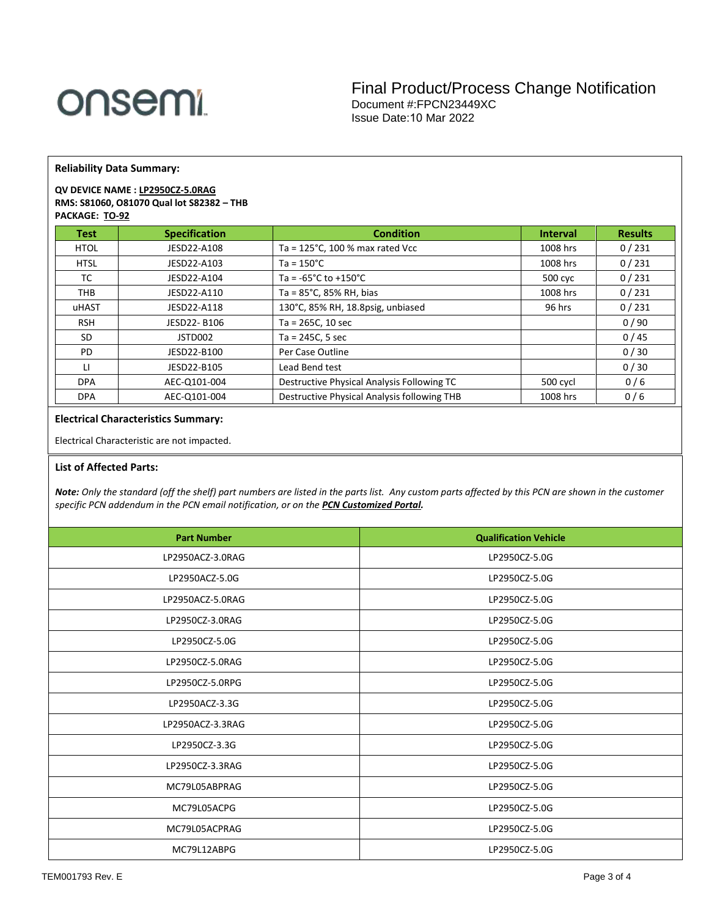**Reliability Data Summary:**

**QV DEVICE NAME : LP2950CZ-5.0RAG**
**RMS: S81060, O81070 Qual lot S82382 – THB**
**PACKAGE: TO-92**

| Test | Specification | Condition | Interval | Results |
|---|---|---|---|---|
| HTOL | JESD22-A108 | Ta = 125°C, 100 % max rated Vcc | 1008 hrs | 0 / 231 |
| HTSL | JESD22-A103 | Ta = 150°C | 1008 hrs | 0 / 231 |
| TC | JESD22-A104 | Ta = -65°C to +150°C | 500 cyc | 0 / 231 |
| THB | JESD22-A110 | Ta = 85°C, 85% RH, bias | 1008 hrs | 0 / 231 |
| uHAST | JESD22-A118 | 130°C, 85% RH, 18.8psig, unbiased | 96 hrs | 0 / 231 |
| RSH | JESD22- B106 | Ta = 265C, 10 sec | | 0 / 90 |
| SD | JSTD002 | Ta = 245C, 5 sec | | 0 / 45 |
| PD | JESD22-B100 | Per Case Outline | | 0 / 30 |
| LI | JESD22-B105 | Lead Bend test | | 0 / 30 |
| DPA | AEC-Q101-004 | Destructive Physical Analysis Following TC | 500 cycl | 0 / 6 |
| DPA | AEC-Q101-004 | Destructive Physical Analysis following THB | 1008 hrs | 0 / 6 |

**Electrical Characteristics Summary:**

Electrical Characteristic are not impacted.

**List of Affected Parts:**

***Note:*** *Only the standard (off the shelf) part numbers are listed in the parts list. Any custom parts affected by this PCN are shown in the customer specific PCN addendum in the PCN email notification, or on the* ***PCN Customized Portal.***

| Part Number | Qualification Vehicle |
|---|---|
| LP2950ACZ-3.0RAG | LP2950CZ-5.0G |
| LP2950ACZ-5.0G | LP2950CZ-5.0G |
| LP2950ACZ-5.0RAG | LP2950CZ-5.0G |
| LP2950CZ-3.0RAG | LP2950CZ-5.0G |
| LP2950CZ-5.0G | LP2950CZ-5.0G |
| LP2950CZ-5.0RAG | LP2950CZ-5.0G |
| LP2950CZ-5.0RPG | LP2950CZ-5.0G |
| LP2950ACZ-3.3G | LP2950CZ-5.0G |
| LP2950ACZ-3.3RAG | LP2950CZ-5.0G |
| LP2950CZ-3.3G | LP2950CZ-5.0G |
| LP2950CZ-3.3RAG | LP2950CZ-5.0G |
| MC79L05ABPRAG | LP2950CZ-5.0G |
| MC79L05ACPG | LP2950CZ-5.0G |
| MC79L05ACPRAG | LP2950CZ-5.0G |
| MC79L12ABPG | LP2950CZ-5.0G |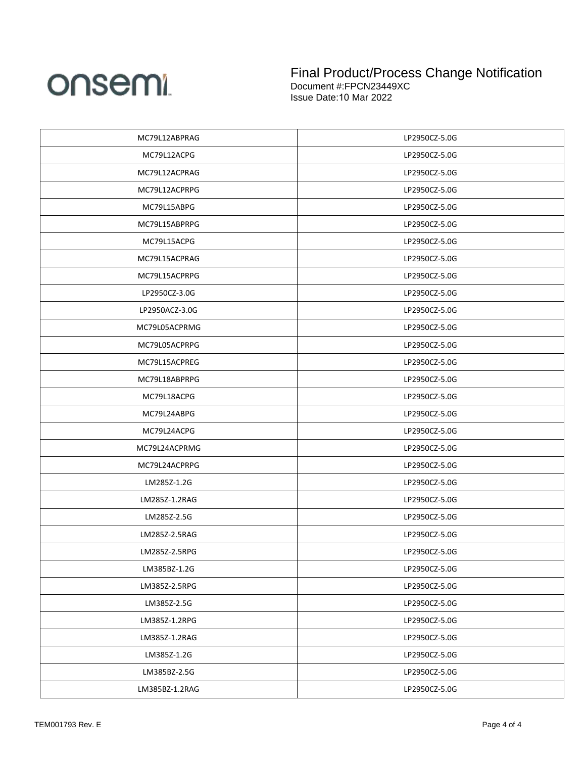# Final Product/Process Change Notification

Document #:FPCN23449XC
Issue Date:10 Mar 2022

| | |
|---|---|
| MC79L12ABPRAG | LP2950CZ-5.0G |
| MC79L12ACPG | LP2950CZ-5.0G |
| MC79L12ACPRAG | LP2950CZ-5.0G |
| MC79L12ACPRPG | LP2950CZ-5.0G |
| MC79L15ABPG | LP2950CZ-5.0G |
| MC79L15ABPRPG | LP2950CZ-5.0G |
| MC79L15ACPG | LP2950CZ-5.0G |
| MC79L15ACPRAG | LP2950CZ-5.0G |
| MC79L15ACPRPG | LP2950CZ-5.0G |
| LP2950CZ-3.0G | LP2950CZ-5.0G |
| LP2950ACZ-3.0G | LP2950CZ-5.0G |
| MC79L05ACPRMG | LP2950CZ-5.0G |
| MC79L05ACPRPG | LP2950CZ-5.0G |
| MC79L15ACPREG | LP2950CZ-5.0G |
| MC79L18ABPRPG | LP2950CZ-5.0G |
| MC79L18ACPG | LP2950CZ-5.0G |
| MC79L24ABPG | LP2950CZ-5.0G |
| MC79L24ACPG | LP2950CZ-5.0G |
| MC79L24ACPRMG | LP2950CZ-5.0G |
| MC79L24ACPRPG | LP2950CZ-5.0G |
| LM285Z-1.2G | LP2950CZ-5.0G |
| LM285Z-1.2RAG | LP2950CZ-5.0G |
| LM285Z-2.5G | LP2950CZ-5.0G |
| LM285Z-2.5RAG | LP2950CZ-5.0G |
| LM285Z-2.5RPG | LP2950CZ-5.0G |
| LM385BZ-1.2G | LP2950CZ-5.0G |
| LM385Z-2.5RPG | LP2950CZ-5.0G |
| LM385Z-2.5G | LP2950CZ-5.0G |
| LM385Z-1.2RPG | LP2950CZ-5.0G |
| LM385Z-1.2RAG | LP2950CZ-5.0G |
| LM385Z-1.2G | LP2950CZ-5.0G |
| LM385BZ-2.5G | LP2950CZ-5.0G |
| LM385BZ-1.2RAG | LP2950CZ-5.0G |

TEM001793 Rev. E